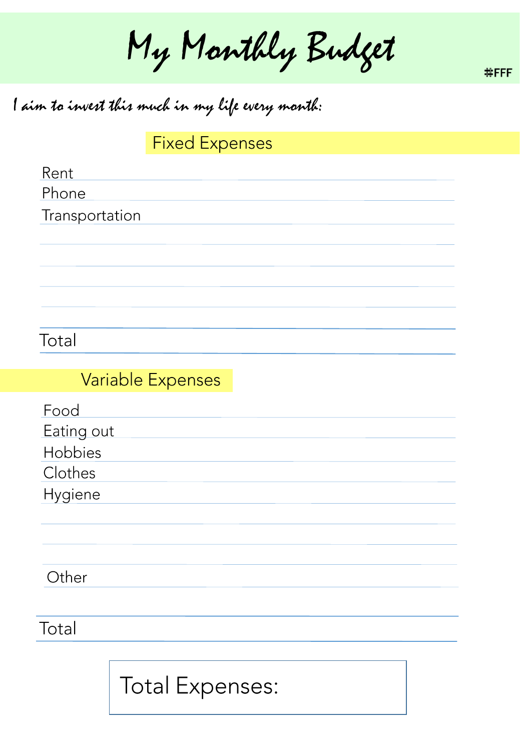# My Monthly Budget

#FFF

*I aim to invest this much in my life every month:*

## Fixed Expenses

| | |
|---|---|
| Rent | |
| Phone | |
| Transportation | |
| | |
| | |
| | |
| | |
| **Total** | |

## Variable Expenses

| | |
|---|---|
| Food | |
| Eating out | |
| Hobbies | |
| Clothes | |
| Hygiene | |
| | |
| | |
| | |
| Other | |
| **Total** | |

**Total Expenses:**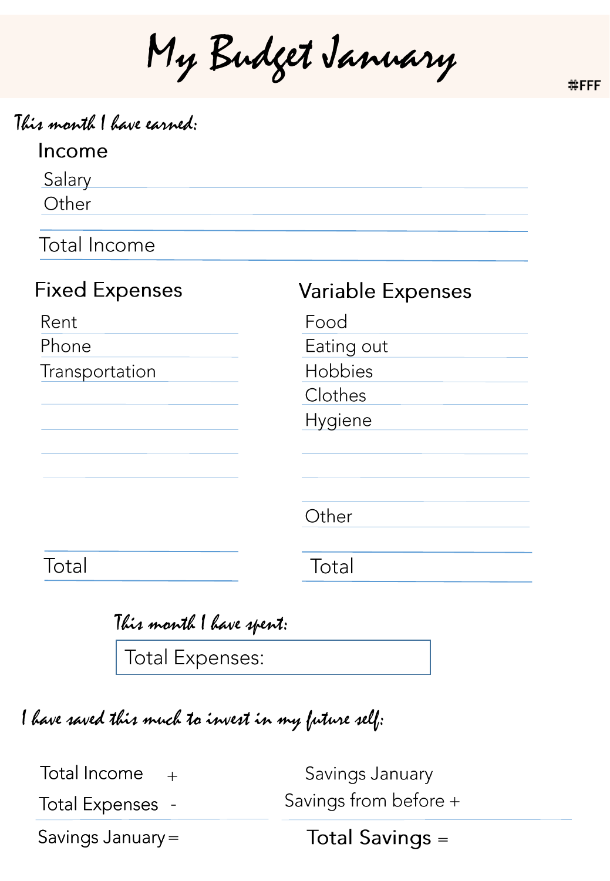# My Budget January

#FFF

*This month I have earned:*

## Income

Salary

Other

Total Income

## Fixed Expenses

Rent

Phone

Transportation

Total

## Variable Expenses

Food

Eating out

Hobbies

Clothes

Hygiene

Other

Total

*This month I have spent:*

Total Expenses:

*I have saved this much to invest in my future self:*

Total Income +

Total Expenses -

Savings January =

Savings January

Savings from before +

Total Savings =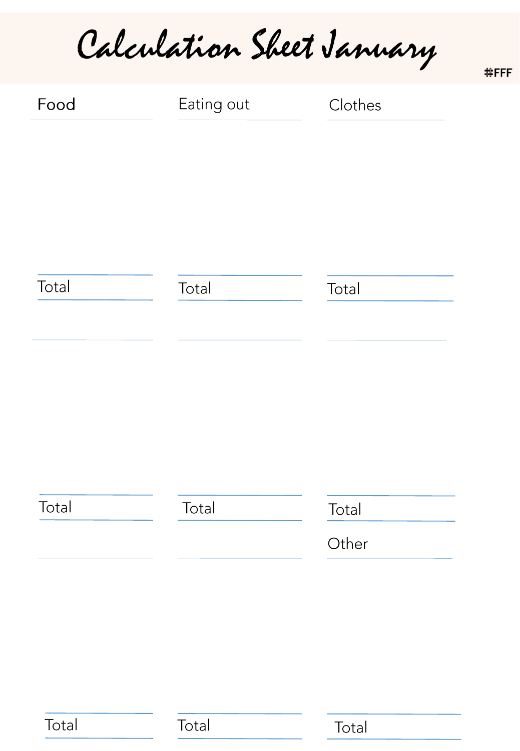# Calculation Sheet January

#FFF

| Food | Eating out | Clothes |
| --- | --- | --- |
| | | |
| Total | Total | Total |
| | | |
| Total | Total | Total |
| | | Other |
| Total | Total | Total |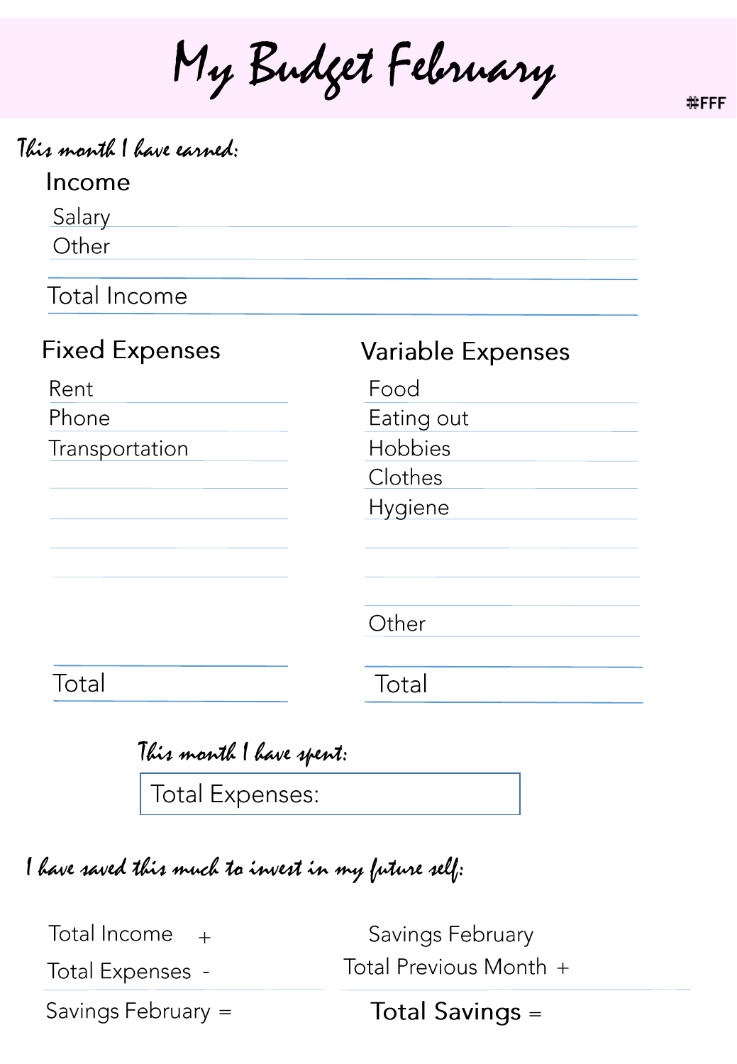# My Budget February

#FFF

*This month I have earned:*

## Income

| Income | |
|---|---|
| Salary | |
| Other | |
| **Total Income** | |

## Fixed Expenses

| Fixed Expenses | |
|---|---|
| Rent | |
| Phone | |
| Transportation | |
| | |
| | |
| | |
| | |
| **Total** | |

## Variable Expenses

| Variable Expenses | |
|---|---|
| Food | |
| Eating out | |
| Hobbies | |
| Clothes | |
| Hygiene | |
| | |
| | |
| Other | |
| **Total** | |

*This month I have spent:*

| Total Expenses: |
|---|

*I have saved this much to invest in my future self:*

| | |
|---|---|
| Total Income + | |
| Total Expenses - | |
| Savings February = | |

| | |
|---|---|
| Savings February | |
| Total Previous Month + | |
| **Total Savings =** | |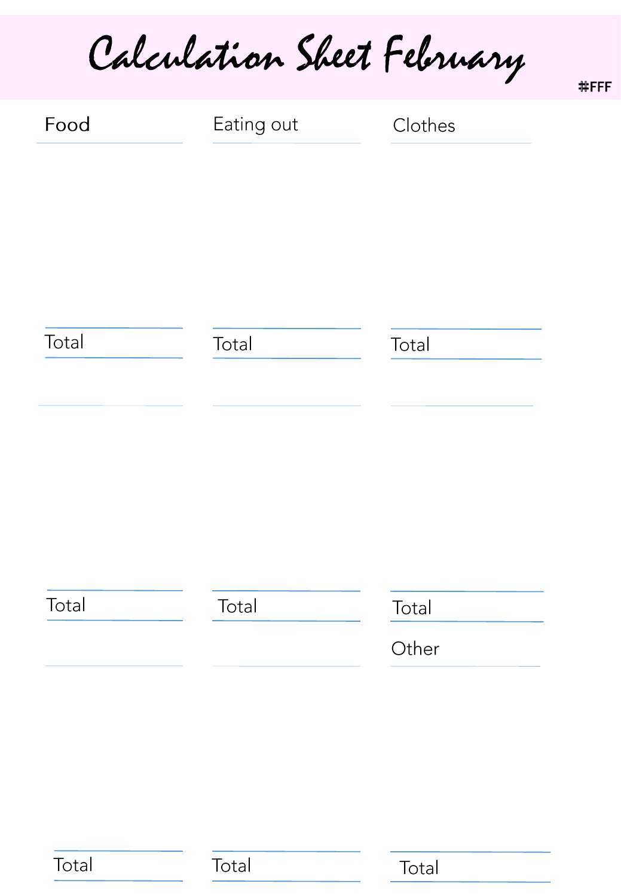# Calculation Sheet February

#FFF

| Food | Eating out | Clothes |
| --- | --- | --- |
| | | |
| Total | Total | Total |
| | | |
| Total | Total | Total |
| | | Other |
| Total | Total | Total |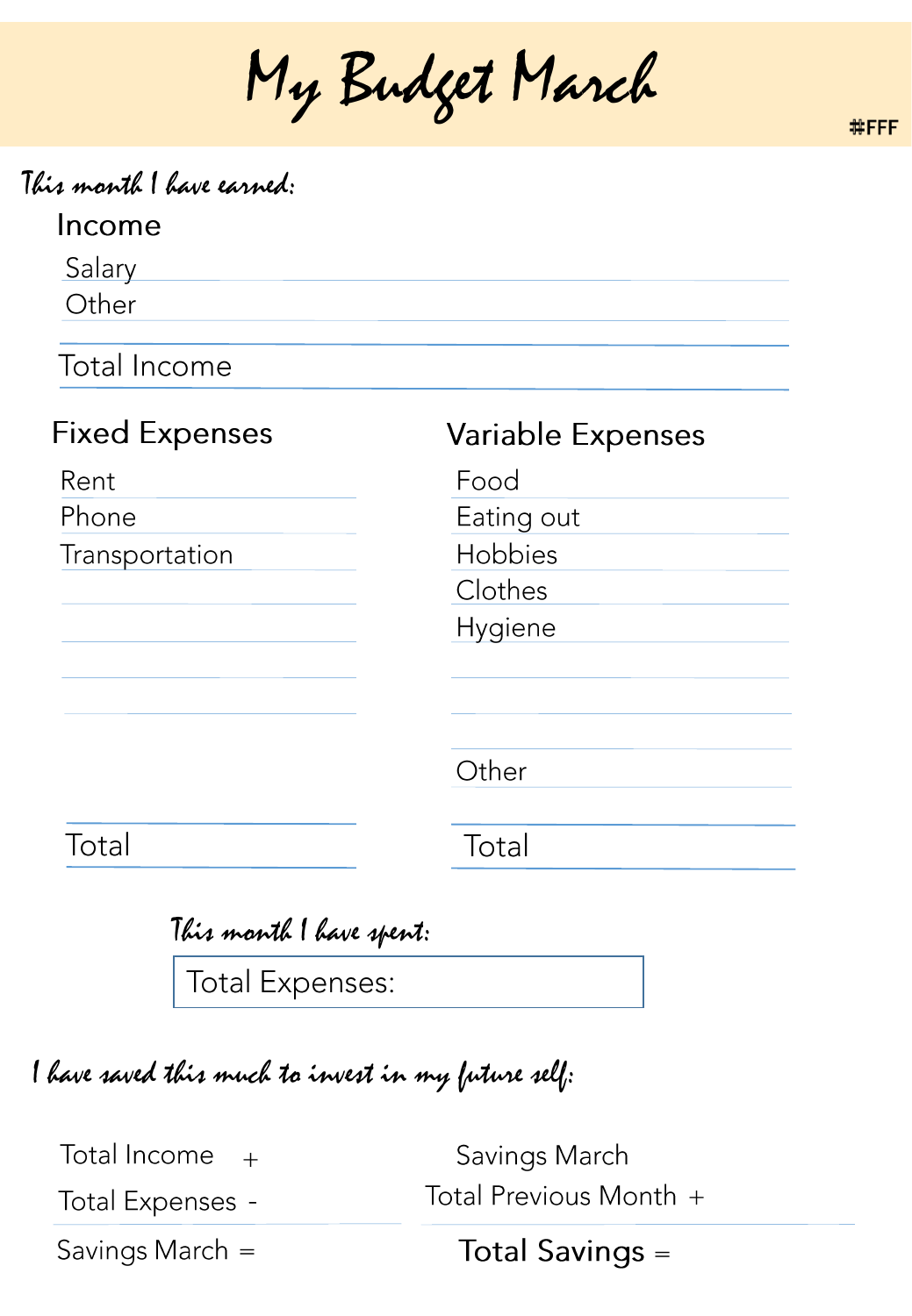# My Budget March

#FFF

*This month I have earned:*

## Income

| Income | |
|---|---|
| Salary | |
| Other | |
| **Total Income** | |

## Fixed Expenses

| Fixed Expenses | |
|---|---|
| Rent | |
| Phone | |
| Transportation | |
| | |
| | |
| | |
| | |
| **Total** | |

## Variable Expenses

| Variable Expenses | |
|---|---|
| Food | |
| Eating out | |
| Hobbies | |
| Clothes | |
| Hygiene | |
| | |
| | |
| Other | |
| **Total** | |

*This month I have spent:*

| Total Expenses: |
|---|

*I have saved this much to invest in my future self:*

Total Income +
Total Expenses -
Savings March =

Savings March
Total Previous Month +
**Total Savings** =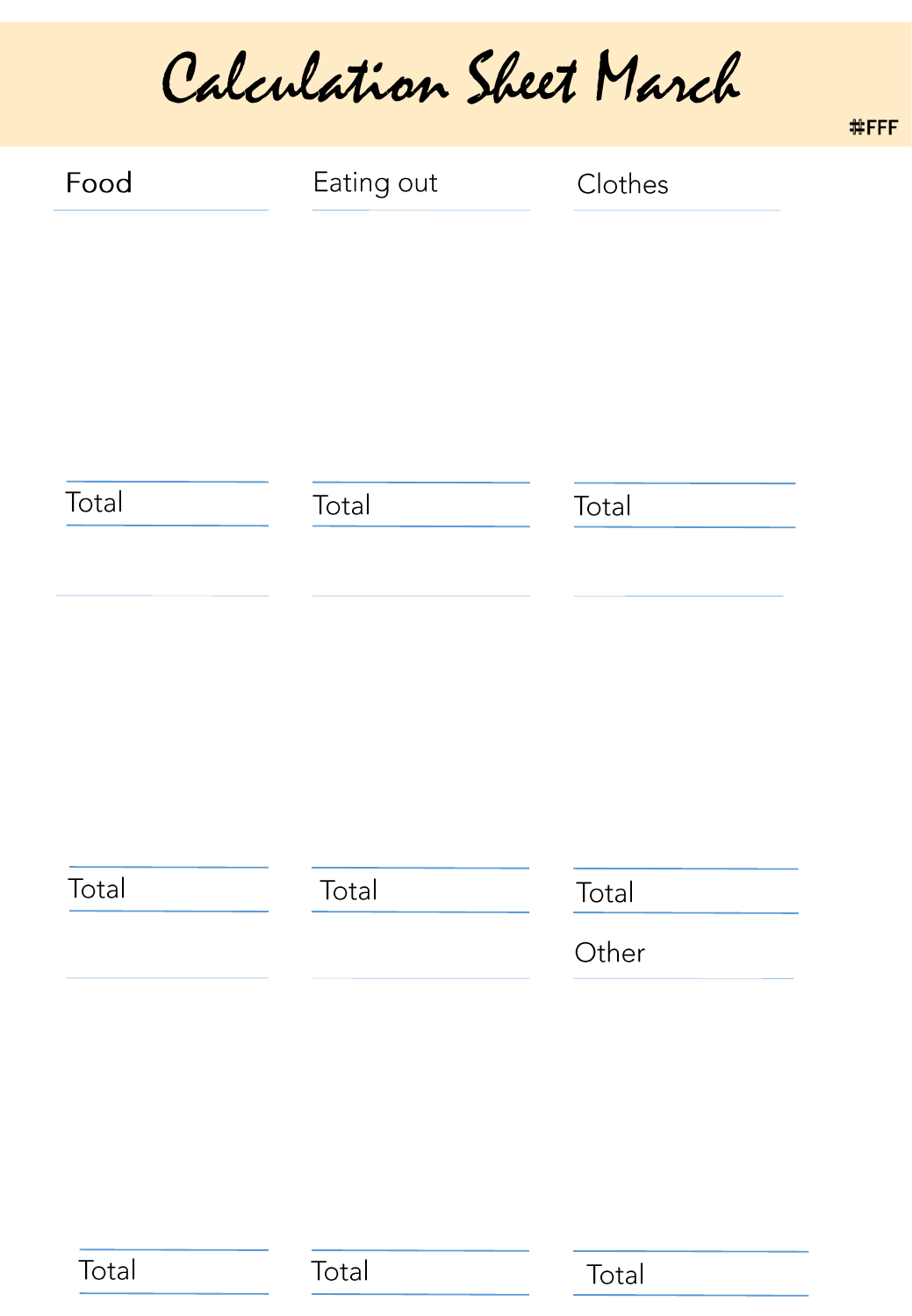# Calculation Sheet March

#FFF

| Food | Eating out | Clothes |
|---|---|---|
| | | |
| Total | Total | Total |
| | | |
| Total | Total | Total |
| | | Other |
| Total | Total | Total |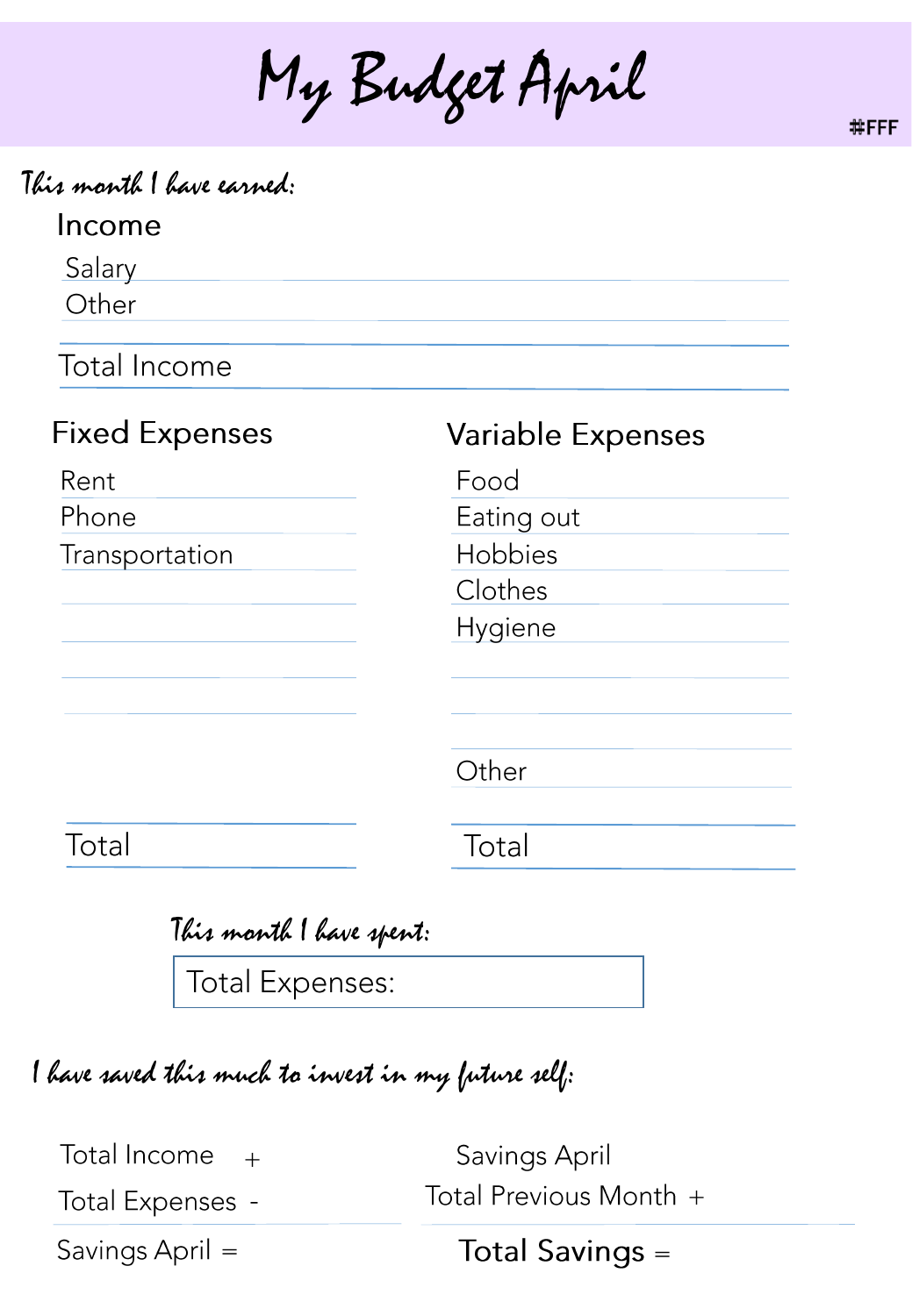# My Budget April

#FFF

*This month I have earned:*

## Income

Salary

Other

Total Income

## Fixed Expenses

Rent

Phone

Transportation

Total

## Variable Expenses

Food

Eating out

Hobbies

Clothes

Hygiene

Other

Total

*This month I have spent:*

Total Expenses:

*I have saved this much to invest in my future self:*

Total Income +

Total Expenses -

Savings April =

Savings April

Total Previous Month +

Total Savings =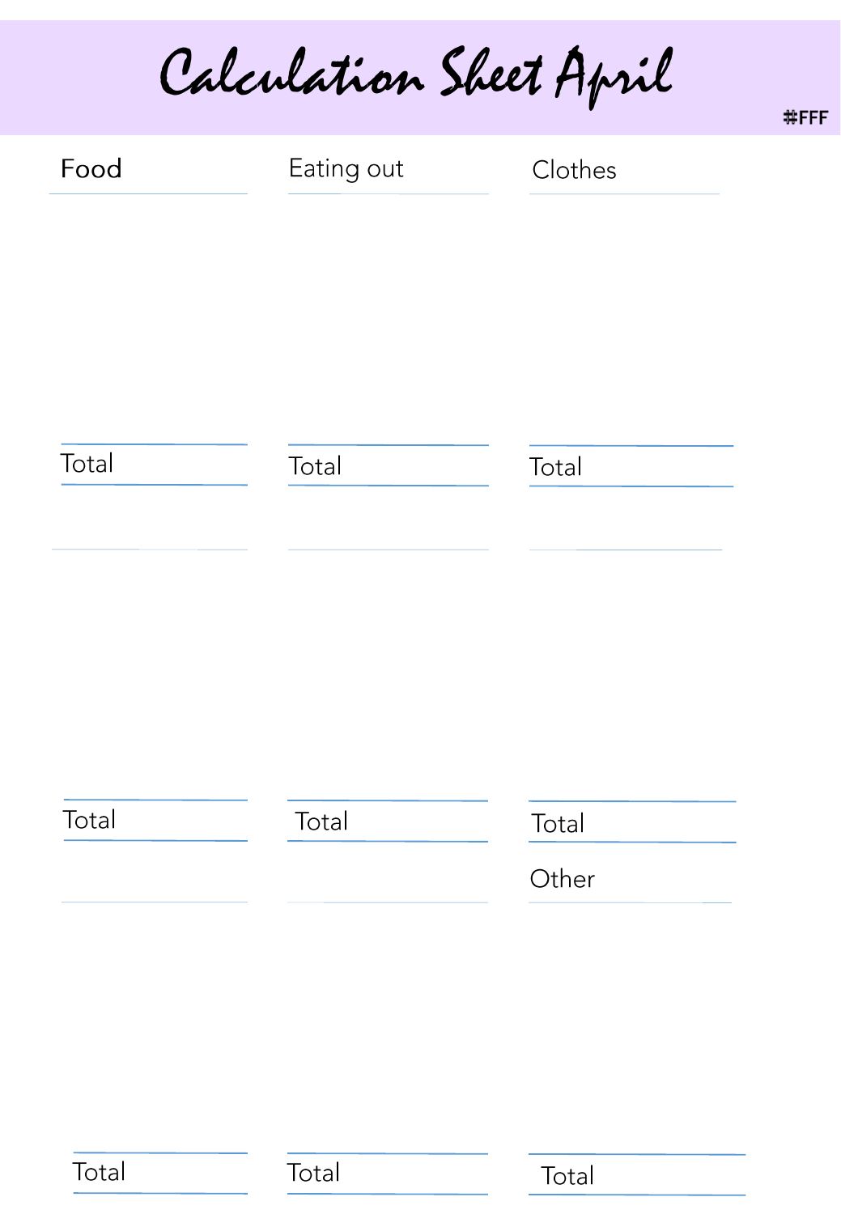# Calculation Sheet April

#FFF

| Food | Eating out | Clothes |
| --- | --- | --- |
| | | |
| Total | Total | Total |
| | | |
| Total | Total | Total |
| | | Other |
| | | |
| Total | Total | Total |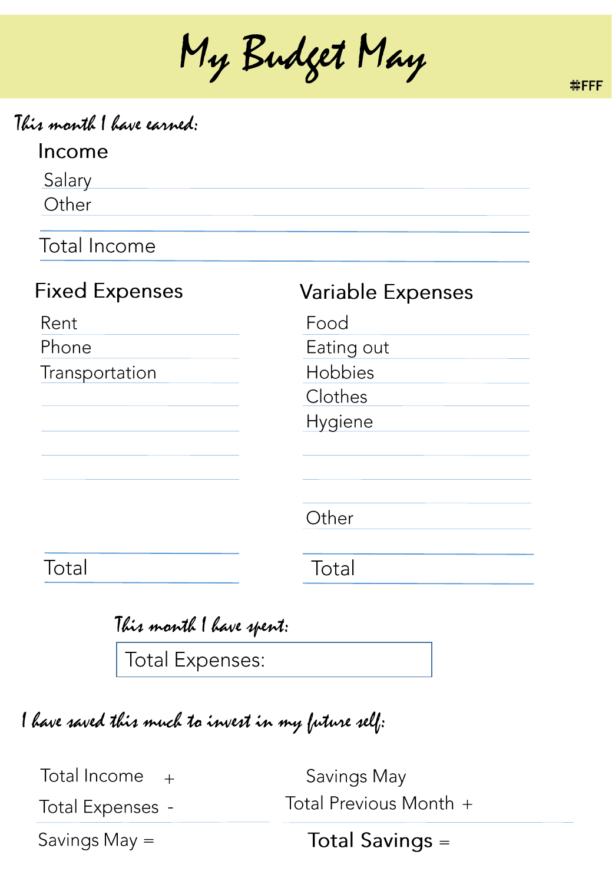# My Budget May

#FFF

*This month I have earned:*

## Income

| Income | |
|---|---|
| Salary | |
| Other | |
| **Total Income** | |

## Fixed Expenses

| Fixed Expenses | |
|---|---|
| Rent | |
| Phone | |
| Transportation | |
| | |
| | |
| | |
| | |
| **Total** | |

## Variable Expenses

| Variable Expenses | |
|---|---|
| Food | |
| Eating out | |
| Hobbies | |
| Clothes | |
| Hygiene | |
| | |
| | |
| Other | |
| **Total** | |

*This month I have spent:*

| Total Expenses: |
|---|

*I have saved this much to invest in my future self:*

| | |
|---|---|
| Total Income + | |
| Total Expenses - | |
| Savings May = | |

| | |
|---|---|
| Savings May | |
| Total Previous Month + | |
| **Total Savings =** | |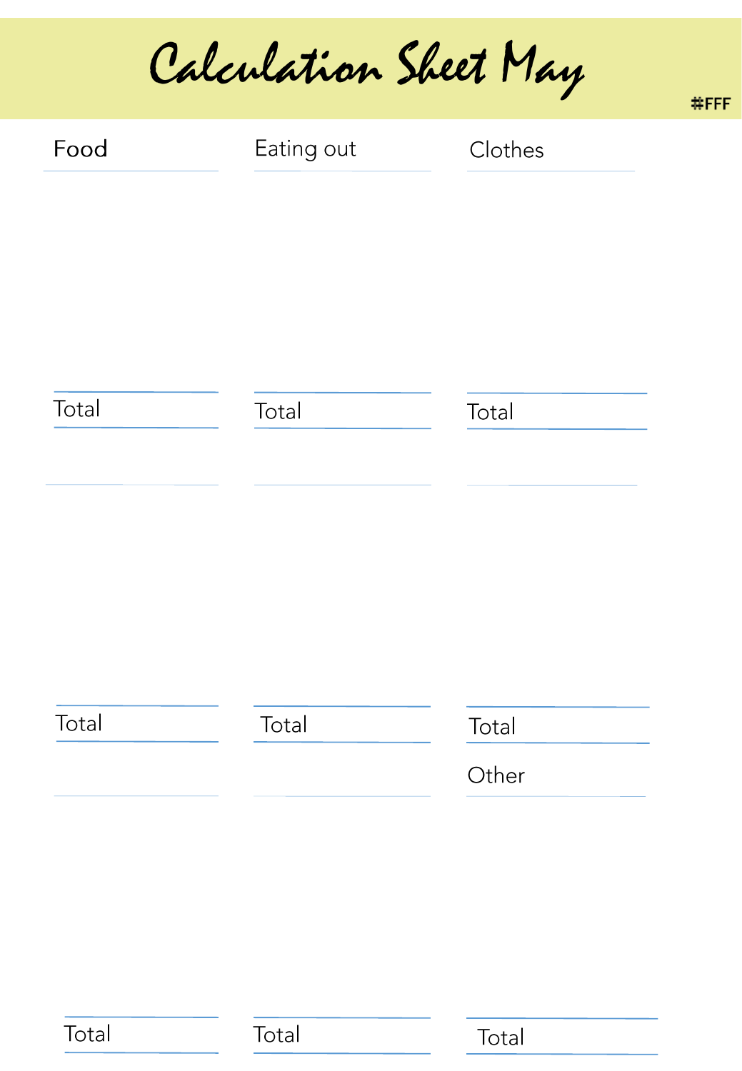# Calculation Sheet May

#FFF

| Food | Eating out | Clothes |
| --- | --- | --- |
| | | |
| Total | Total | Total |
| | | |
| Total | Total | Total |
| | | Other |
| | | |
| Total | Total | Total |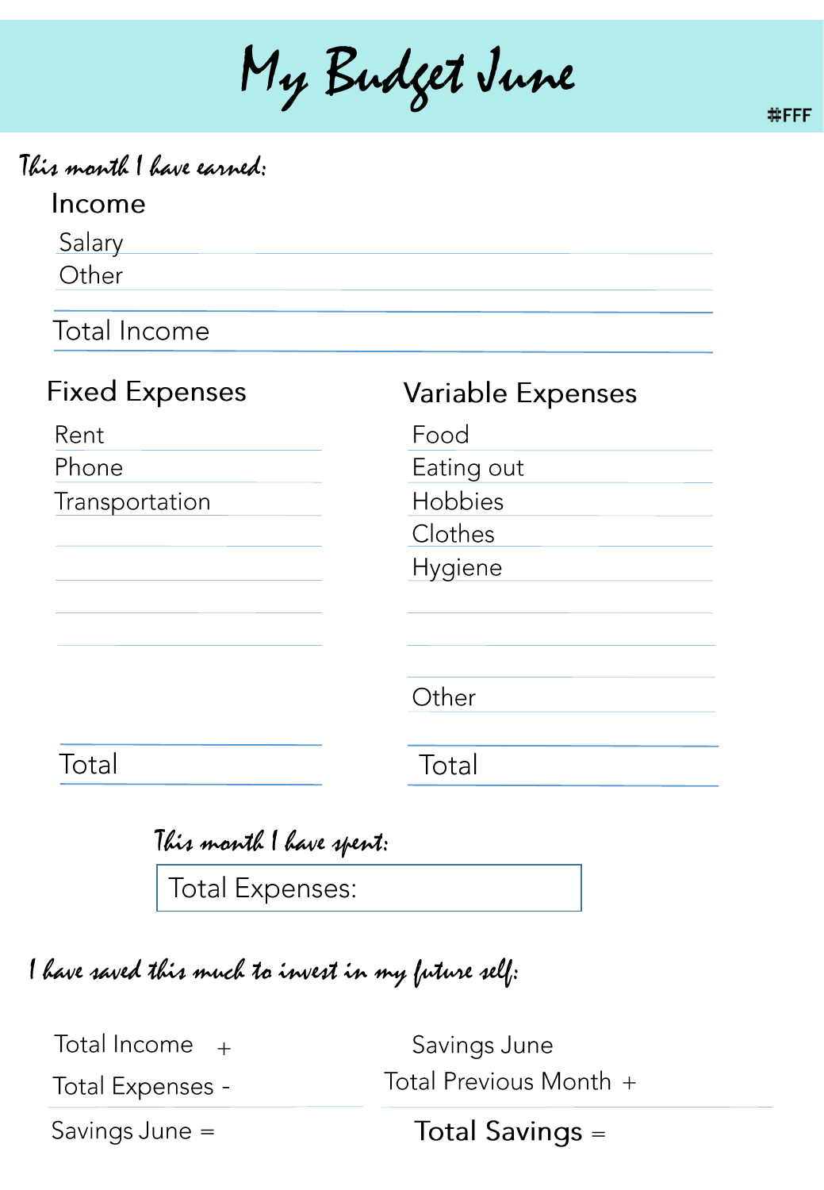# My Budget June

#FFF

*This month I have earned:*

## Income

| Income | |
|---|---|
| Salary | |
| Other | |
| **Total Income** | |

## Fixed Expenses

| Fixed Expenses | |
|---|---|
| Rent | |
| Phone | |
| Transportation | |
| | |
| | |
| | |
| | |
| **Total** | |

## Variable Expenses

| Variable Expenses | |
|---|---|
| Food | |
| Eating out | |
| Hobbies | |
| Clothes | |
| Hygiene | |
| | |
| | |
| Other | |
| **Total** | |

*This month I have spent:*

| Total Expenses: |
|---|

*I have saved this much to invest in my future self:*

| | |
|---|---|
| Total Income + | |
| Total Expenses - | |
| Savings June = | |

| | |
|---|---|
| Savings June | |
| Total Previous Month + | |
| **Total Savings =** | |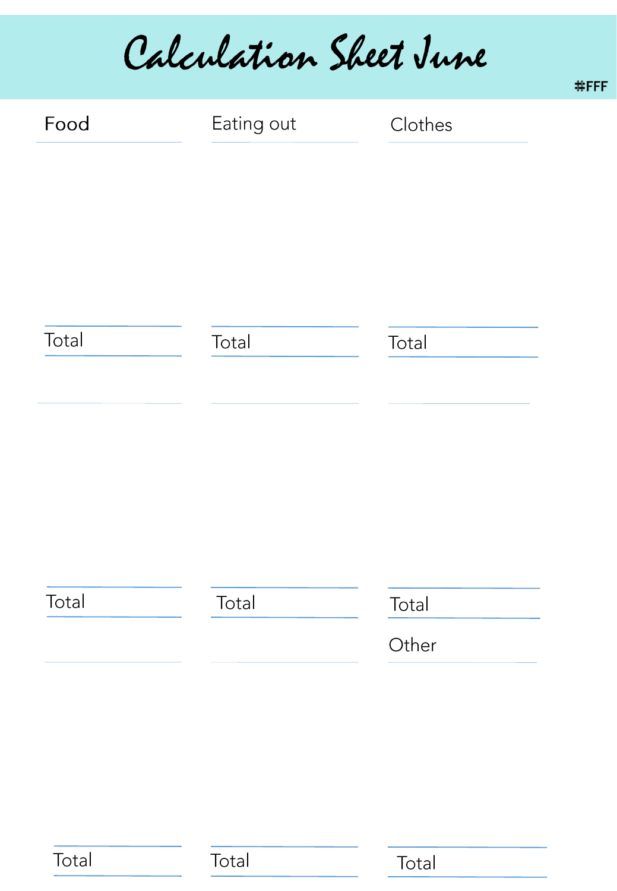# Calculation Sheet June

#FFF

| Food | Eating out | Clothes |
|---|---|---|
| | | |
| Total | Total | Total |
| | | |
| Total | Total | Total |
| | | Other |
| Total | Total | Total |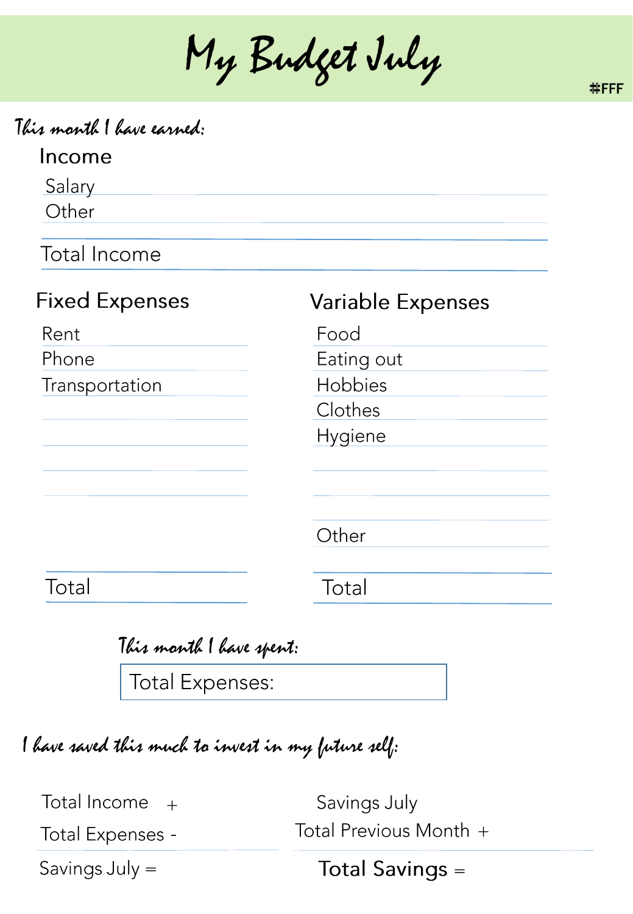# My Budget July

#FFF

*This month I have earned:*

## Income

| | |
|---|---|
| Salary | |
| Other | |
| **Total Income** | |

## Fixed Expenses

| | |
|---|---|
| Rent | |
| Phone | |
| Transportation | |
| | |
| | |
| | |
| | |
| **Total** | |

## Variable Expenses

| | |
|---|---|
| Food | |
| Eating out | |
| Hobbies | |
| Clothes | |
| Hygiene | |
| | |
| | |
| Other | |
| **Total** | |

*This month I have spent:*

| Total Expenses: |
|---|

*I have saved this much to invest in my future self:*

| | |
|---|---|
| Total Income + | |
| Total Expenses - | |
| Savings July = | |

| | |
|---|---|
| Savings July | |
| Total Previous Month + | |
| **Total Savings =** | |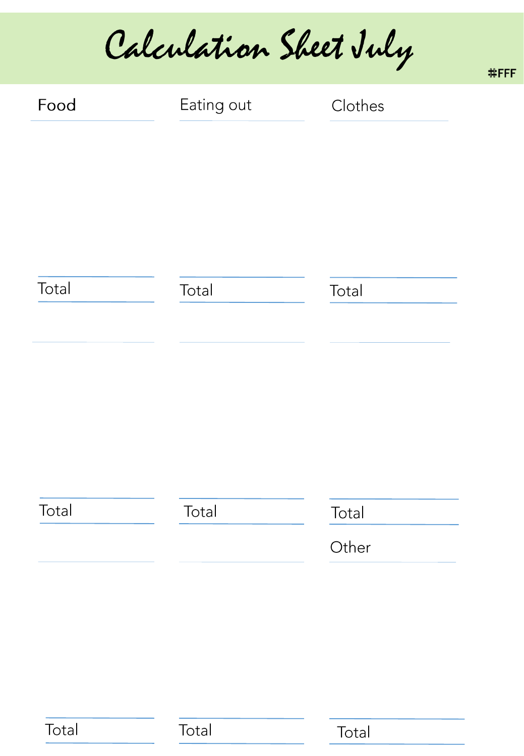# Calculation Sheet July

#FFF

| Food | Eating out | Clothes |
| --- | --- | --- |
| | | |
| Total | Total | Total |
| | | |
| Total | Total | Total |
| | | Other |
| Total | Total | Total |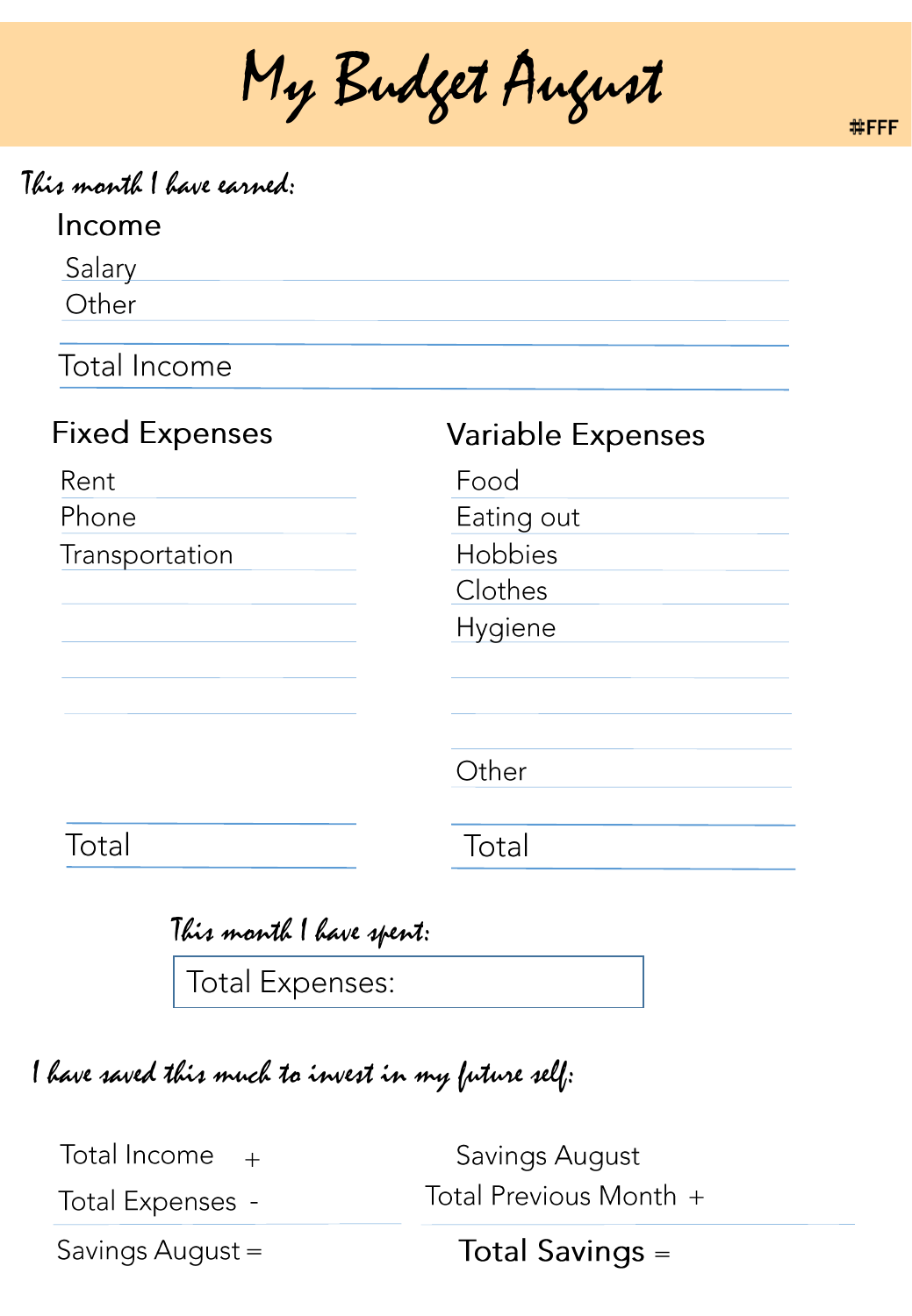# My Budget August

#FFF

*This month I have earned:*

## Income

Salary

Other

Total Income

## Fixed Expenses

Rent

Phone

Transportation

Total

## Variable Expenses

Food

Eating out

Hobbies

Clothes

Hygiene

Other

Total

*This month I have spent:*

Total Expenses:

*I have saved this much to invest in my future self:*

Total Income +

Total Expenses -

Savings August =

Savings August

Total Previous Month +

**Total Savings =**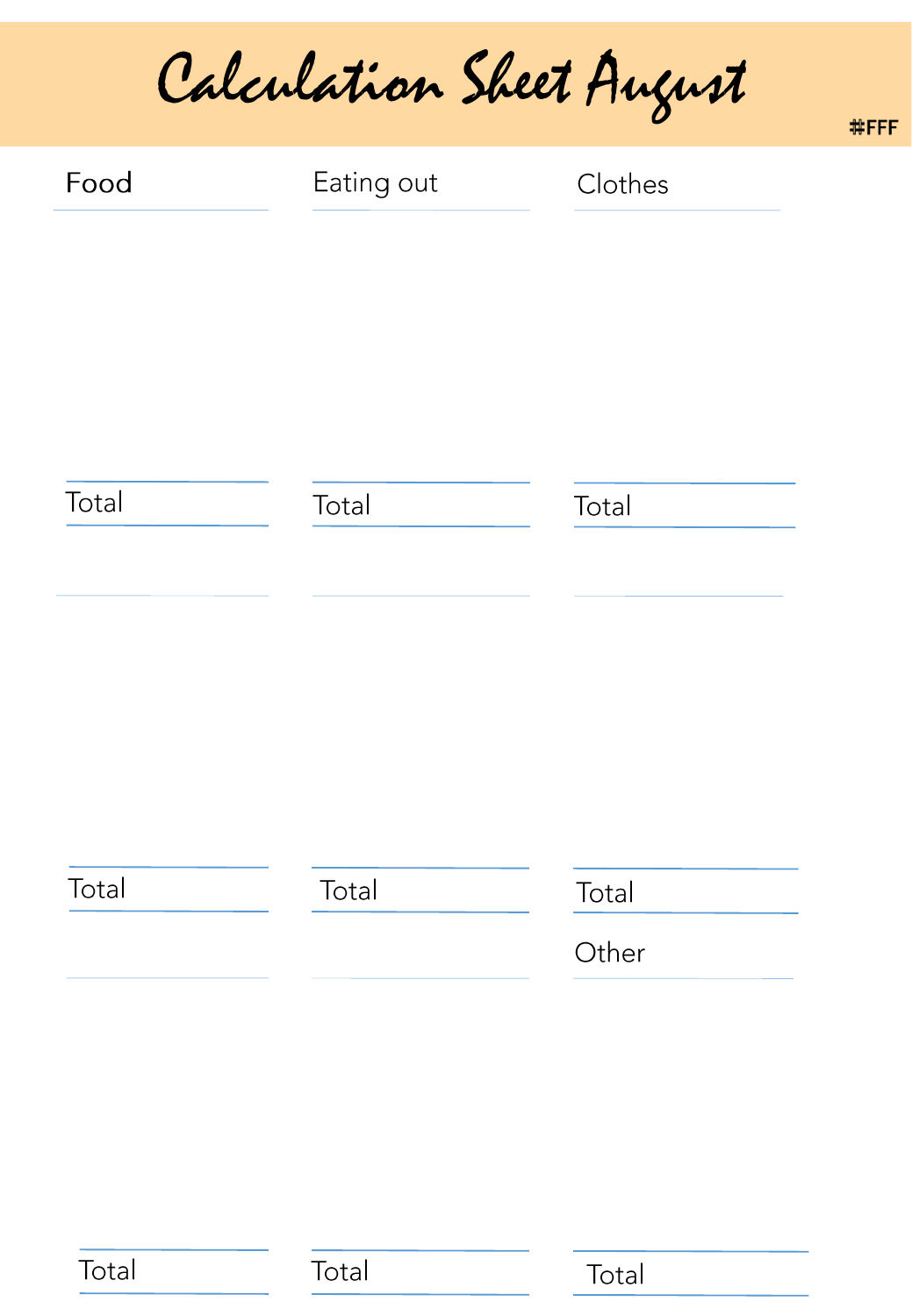# Calculation Sheet August

#FFF

| Food | Eating out | Clothes |
| --- | --- | --- |
| | | |
| Total | Total | Total |
| | | |
| Total | Total | Total |
| | | Other |
| | | |
| Total | Total | Total |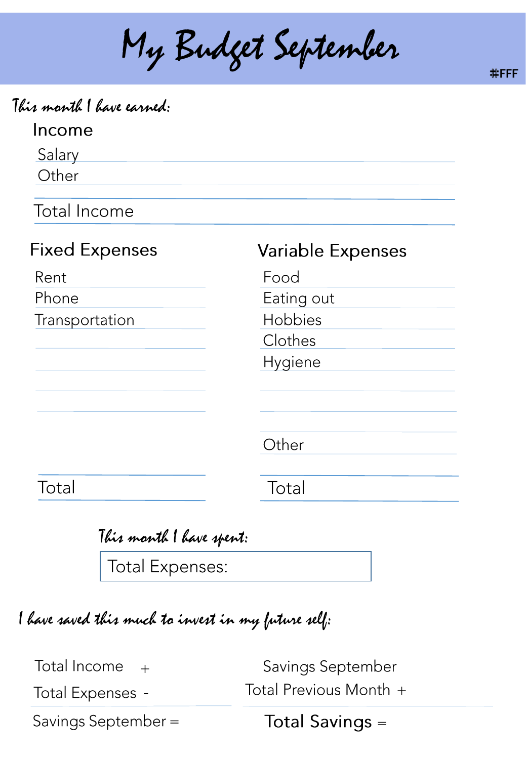# My Budget September

#FFF

*This month I have earned:*

## Income

Salary

Other

Total Income

## Fixed Expenses

Rent

Phone

Transportation

Total

## Variable Expenses

Food

Eating out

Hobbies

Clothes

Hygiene

Other

Total

*This month I have spent:*

Total Expenses:

*I have saved this much to invest in my future self:*

Total Income +

Total Expenses -

Savings September =

Savings September

Total Previous Month +

Total Savings =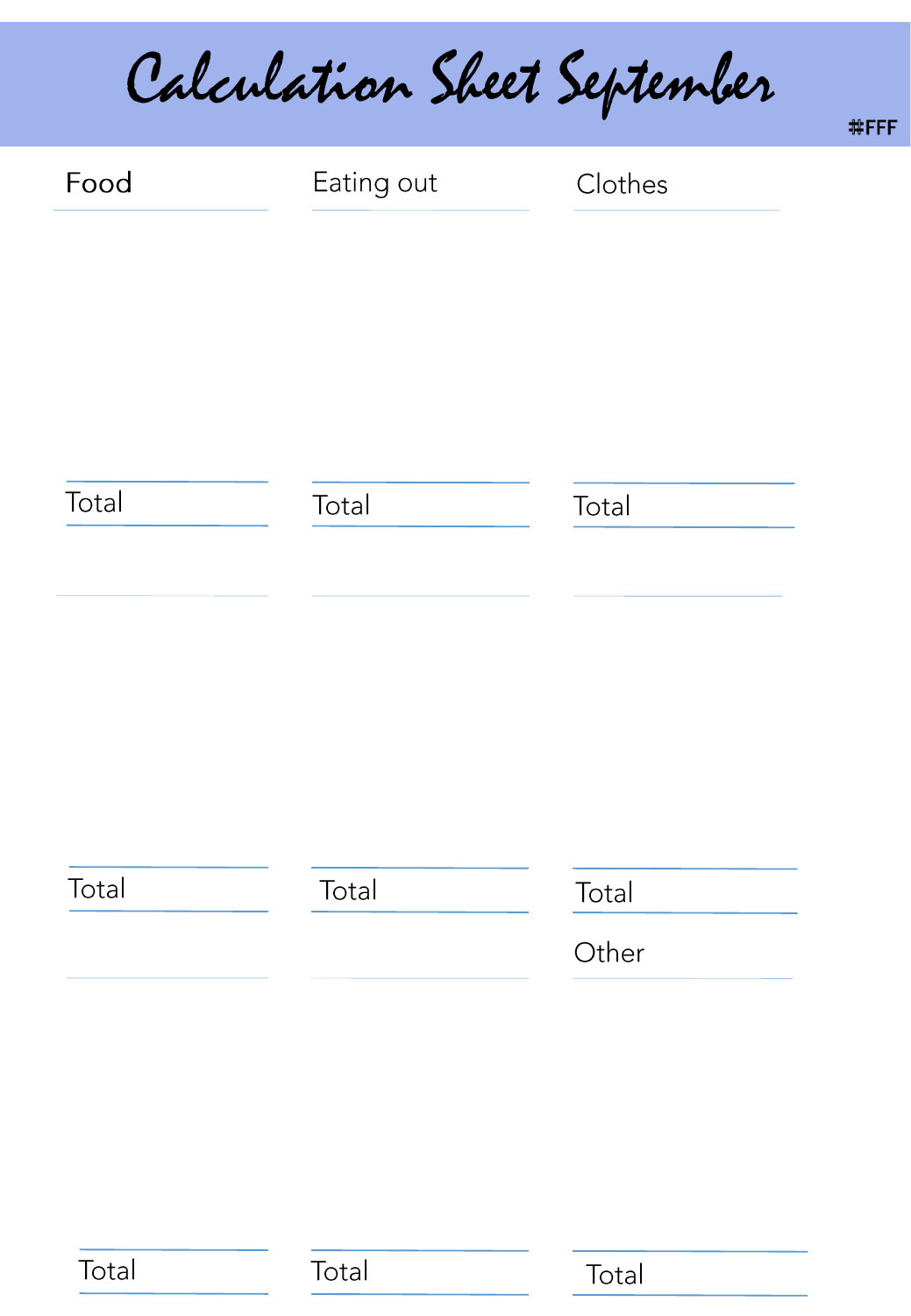# Calculation Sheet September

#FFF

| Food | Eating out | Clothes |
| --- | --- | --- |
| | | |
| Total | Total | Total |
| | | |
| Total | Total | Total |
| | | Other |
| | | |
| Total | Total | Total |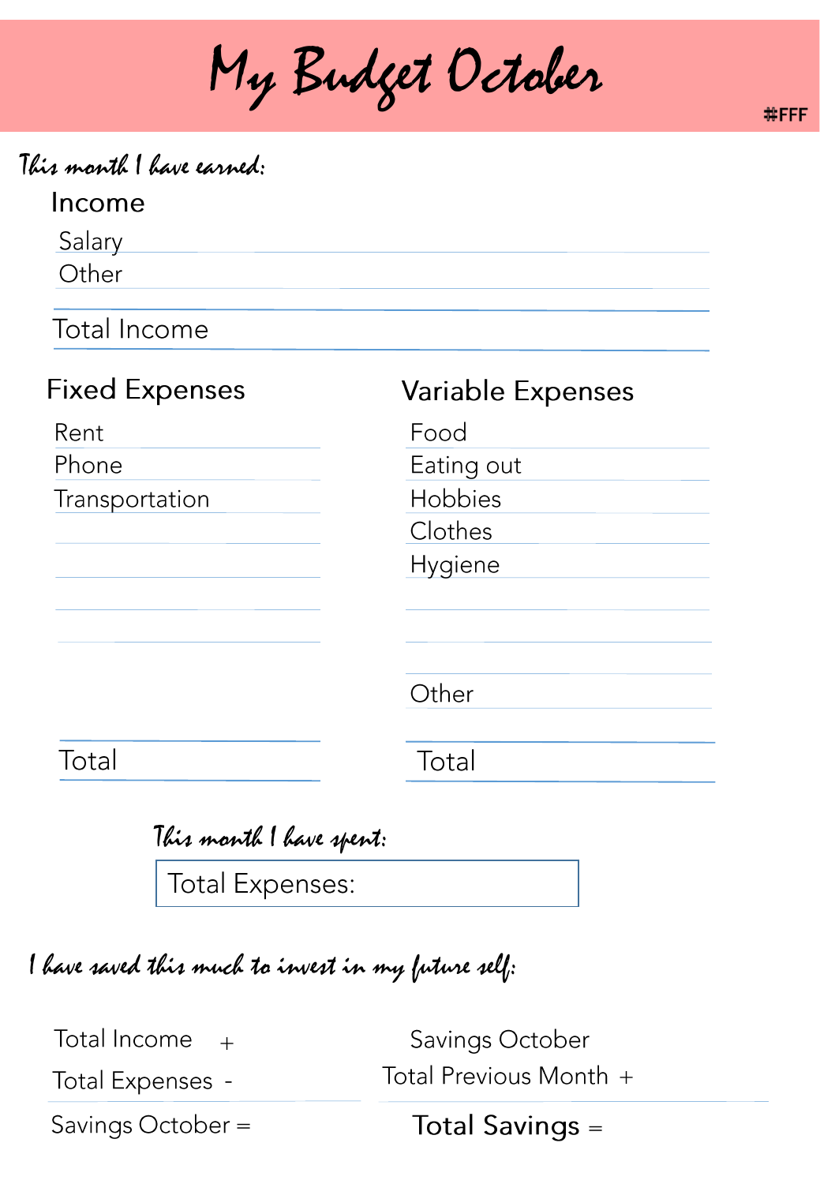# My Budget October

#FFF

*This month I have earned:*

## Income

| Income | |
|---|---|
| Salary | |
| Other | |
| **Total Income** | |

## Fixed Expenses

| Fixed Expenses | |
|---|---|
| Rent | |
| Phone | |
| Transportation | |
| | |
| | |
| | |
| | |
| **Total** | |

## Variable Expenses

| Variable Expenses | |
|---|---|
| Food | |
| Eating out | |
| Hobbies | |
| Clothes | |
| Hygiene | |
| | |
| | |
| Other | |
| **Total** | |

*This month I have spent:*

**Total Expenses:**

*I have saved this much to invest in my future self:*

| | |
|---|---|
| Total Income + | |
| Total Expenses - | |
| Savings October = | |

| | |
|---|---|
| Savings October | |
| Total Previous Month + | |
| **Total Savings =** | |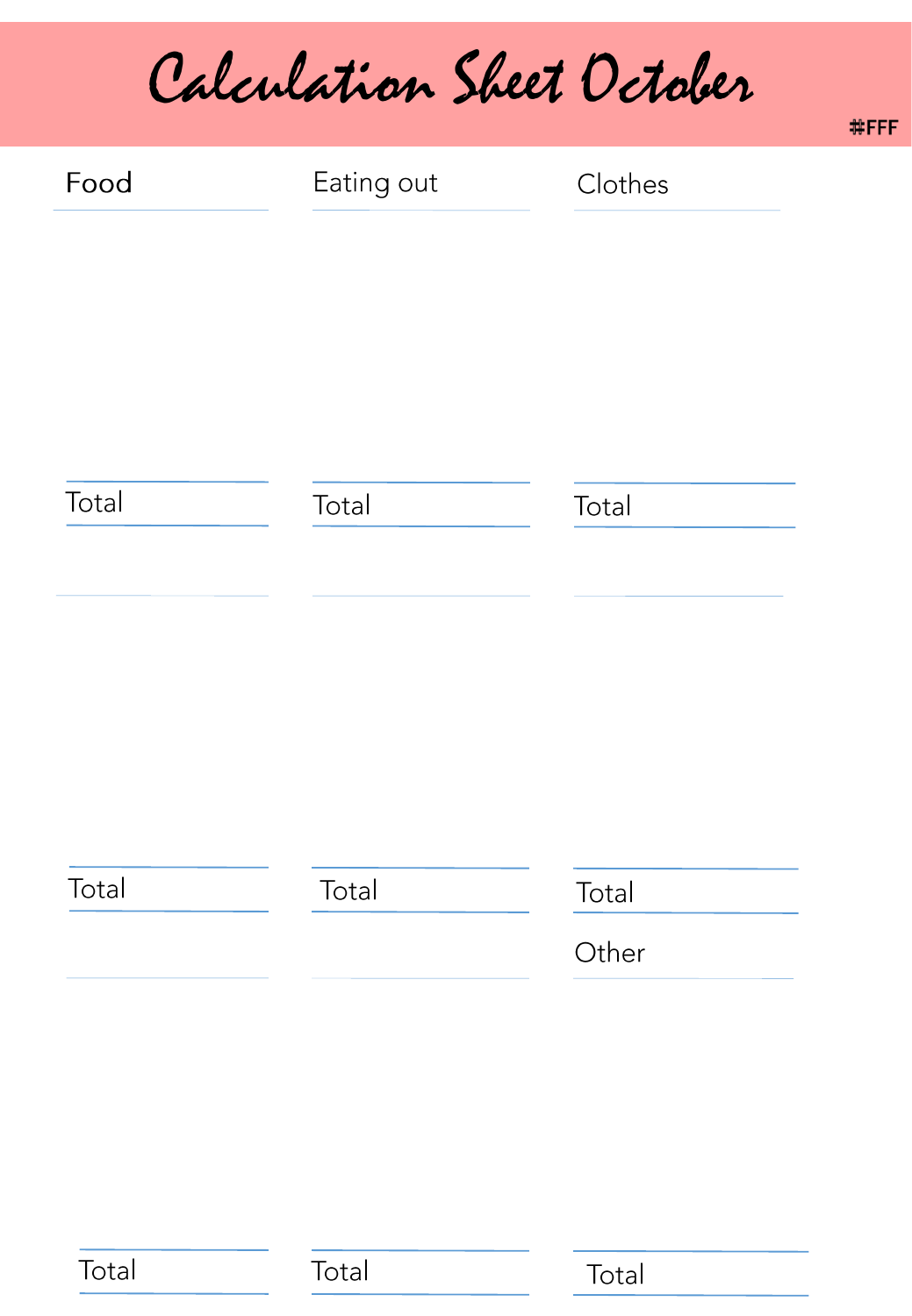# Calculation Sheet October

#FFF

| Food | Eating out | Clothes |
| --- | --- | --- |
| | | |
| Total | Total | Total |
| | | |
| Total | Total | Total |
| | | Other |
| | | |
| Total | Total | Total |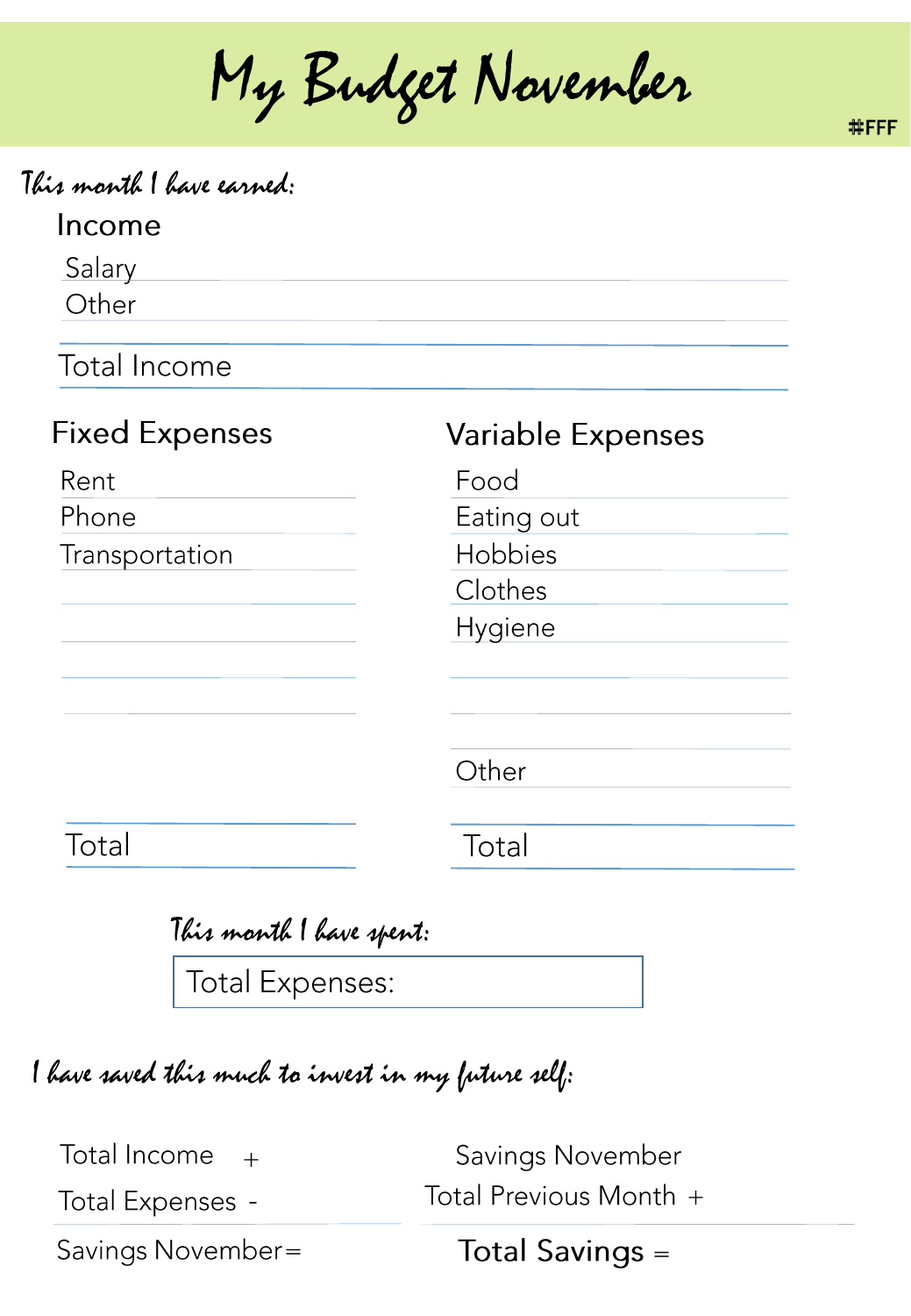# My Budget November

#FFF

*This month I have earned:*

## Income

Salary

Other

Total Income

| Fixed Expenses | | Variable Expenses | |
|---|---|---|---|
| Rent | | Food | |
| Phone | | Eating out | |
| Transportation | | Hobbies | |
| | | Clothes | |
| | | Hygiene | |
| | | | |
| | | | |
| | | Other | |
| Total | | Total | |

*This month I have spent:*

Total Expenses:

*I have saved this much to invest in my future self:*

Total Income +

Total Expenses -

Savings November=

Savings November

Total Previous Month +

Total Savings =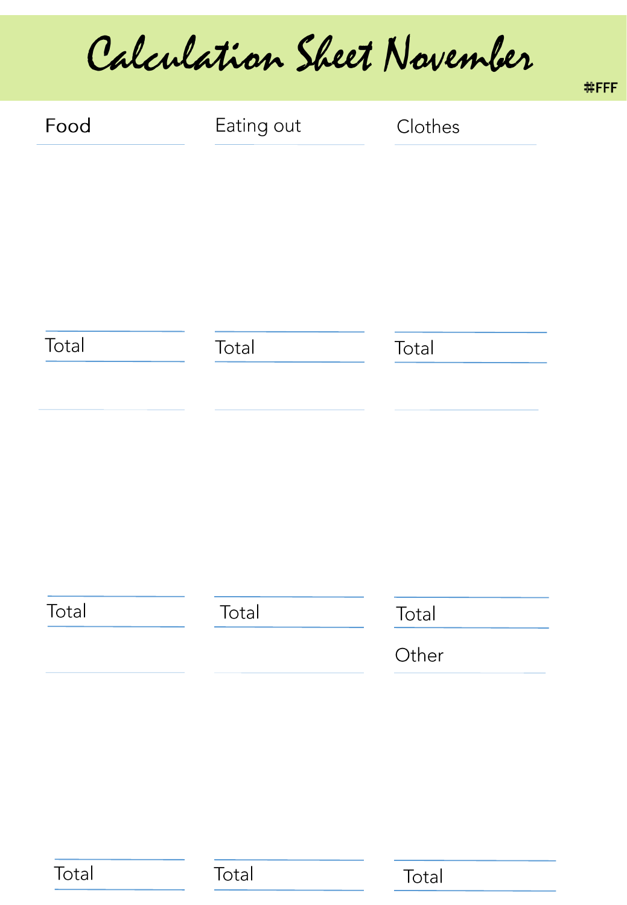# Calculation Sheet November

#FFF

| Food | Eating out | Clothes |
|---|---|---|
| | | |
| Total | Total | Total |
| | | |
| | | |
| Total | Total | Total |
| | | Other |
| | | |
| Total | Total | Total |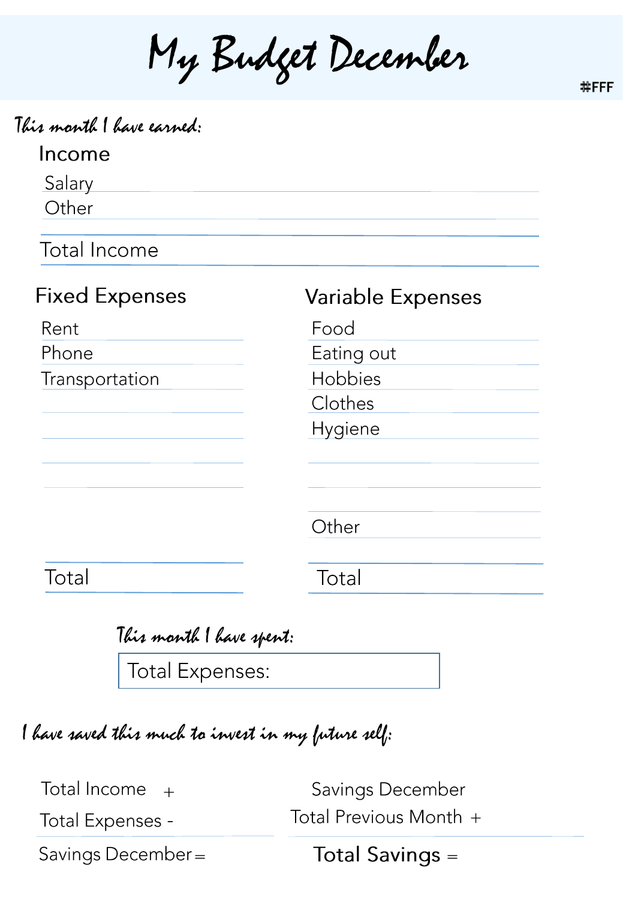# My Budget December

#FFF

*This month I have earned:*

## Income

| | |
|---|---|
| Salary | |
| Other | |
| **Total Income** | |

| Fixed Expenses | | Variable Expenses | |
|---|---|---|---|
| Rent | | Food | |
| Phone | | Eating out | |
| Transportation | | Hobbies | |
| | | Clothes | |
| | | Hygiene | |
| | | | |
| | | | |
| | | Other | |
| Total | | Total | |

*This month I have spent:*

| Total Expenses: |
|---|

*I have saved this much to invest in my future self:*

| | | | |
|---|---|---|---|
| Total Income + | | Savings December | |
| Total Expenses - | | Total Previous Month + | |
| Savings December = | | **Total Savings =** | |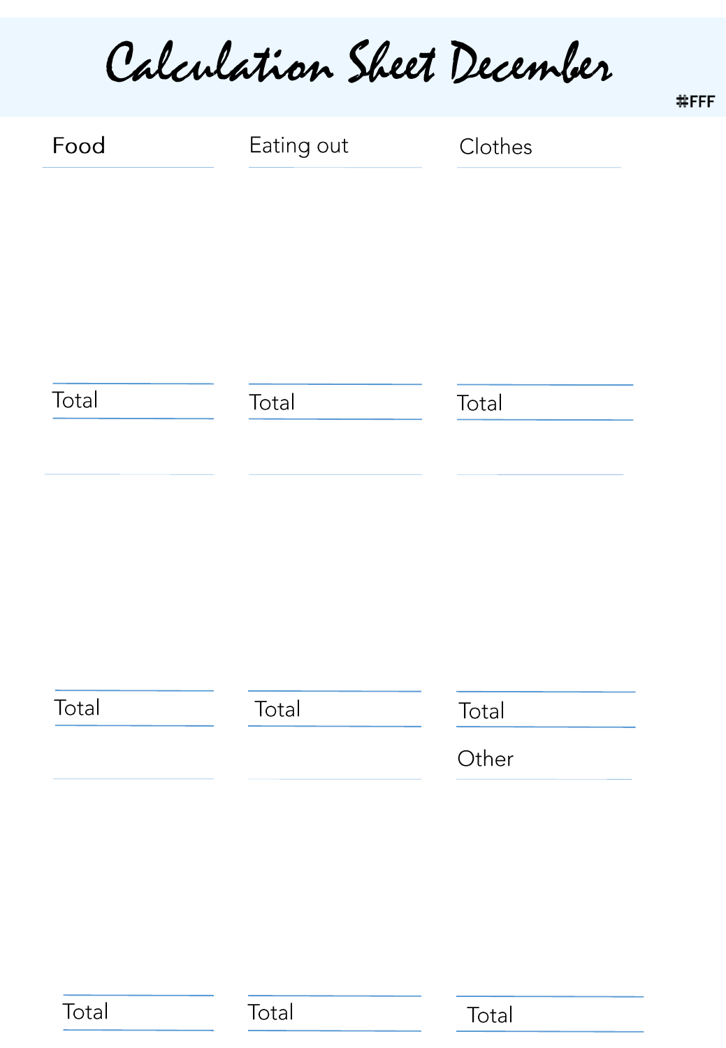# Calculation Sheet December

#FFF

Food

Eating out

Clothes

Total

Total

Total

Total

Total

Total

Other

Total

Total

Total